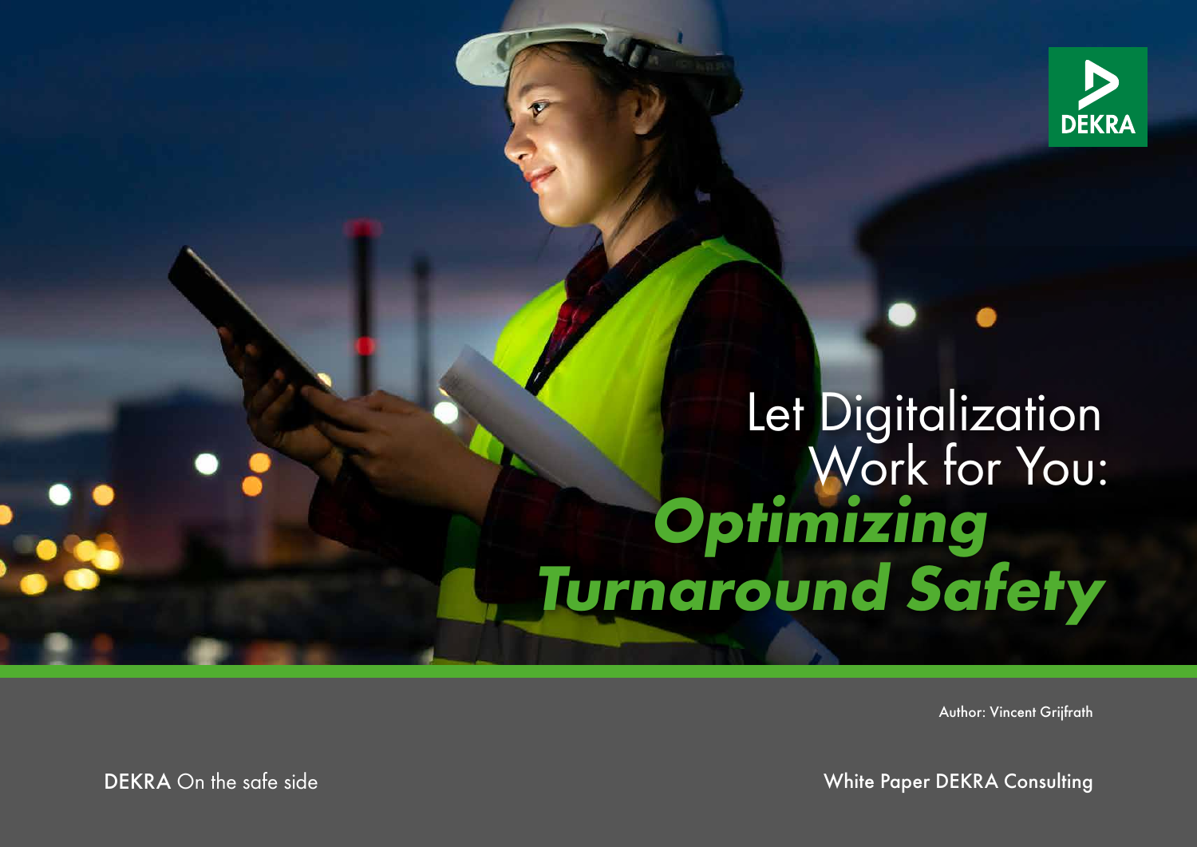# Let Digitalization Work for You: ***Optimizing Turnaround Safety***

Author: Vincent Grijfrath

DEKRA On the safe side

White Paper DEKRA Consulting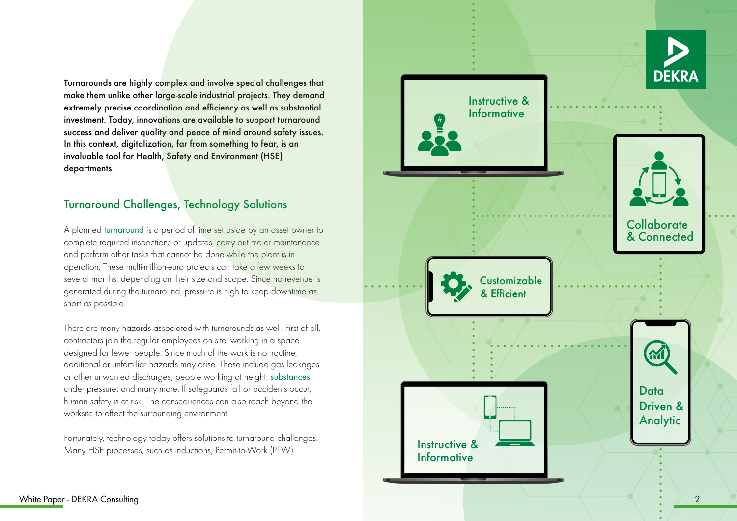**Turnarounds are highly complex and involve special challenges that make them unlike other large-scale industrial projects. They demand extremely precise coordination and efficiency as well as substantial investment. Today, innovations are available to support turnaround success and deliver quality and peace of mind around safety issues. In this context, digitalization, far from something to fear, is an invaluable tool for Health, Safety and Environment (HSE) departments.**

## Turnaround Challenges, Technology Solutions

A planned turnaround is a period of time set aside by an asset owner to complete required inspections or updates, carry out major maintenance and perform other tasks that cannot be done while the plant is in operation. These multi-million-euro projects can take a few weeks to several months, depending on their size and scope. Since no revenue is generated during the turnaround, pressure is high to keep downtime as short as possible.

There are many hazards associated with turnarounds as well. First of all, contractors join the regular employees on site, working in a space designed for fewer people. Since much of the work is not routine, additional or unfamiliar hazards may arise. These include gas leakages or other unwanted discharges; people working at height; substances under pressure; and many more. If safeguards fail or accidents occur, human safety is at risk. The consequences can also reach beyond the worksite to affect the surrounding environment.

Fortunately, technology today offers solutions to turnaround challenges. Many HSE processes, such as inductions, Permit-to-Work (PTW)

Instructive & Informative

Collaborate & Connected

Customizable & Efficient

Data Driven & Analytic

Instructive & Informative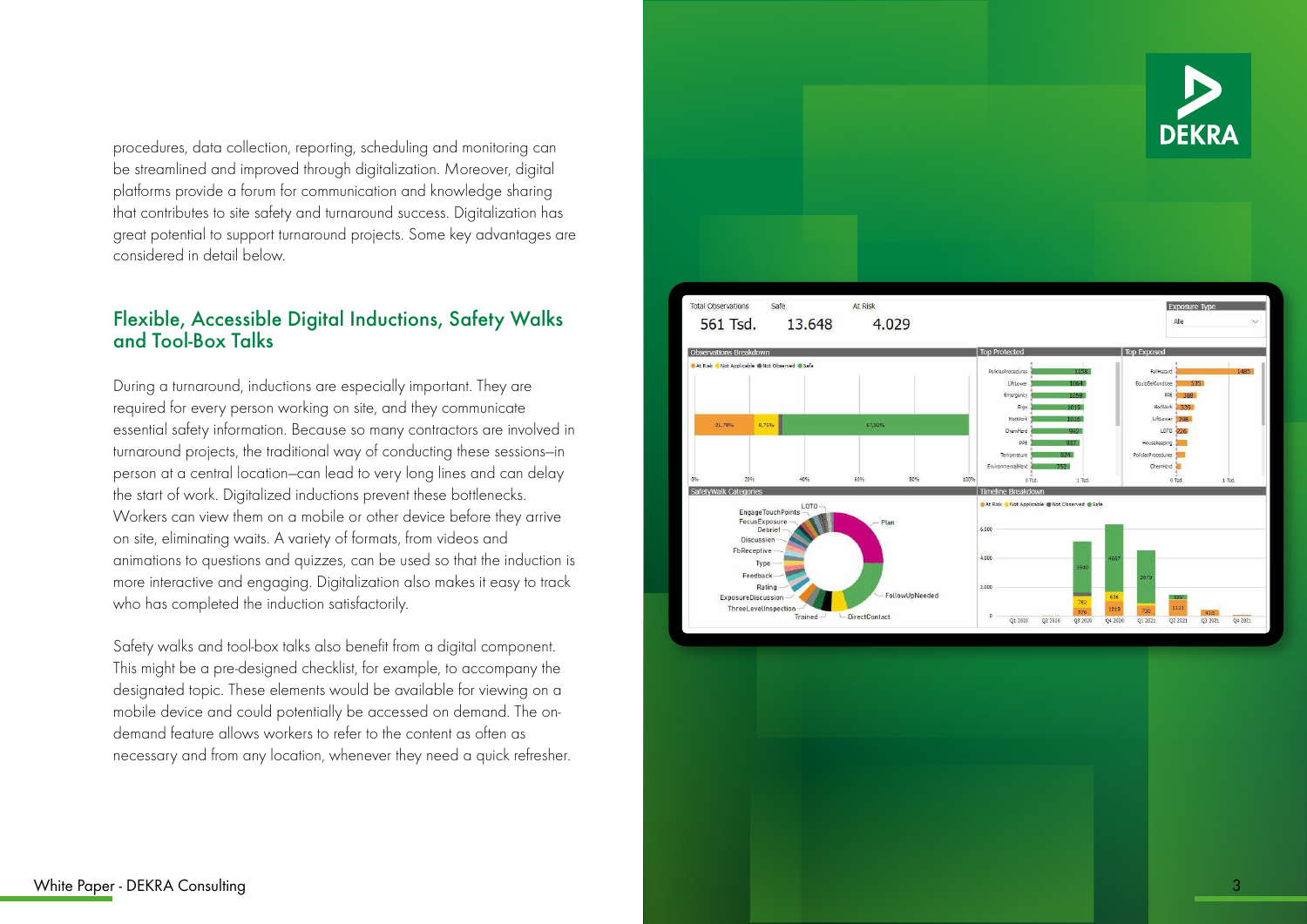procedures, data collection, reporting, scheduling and monitoring can be streamlined and improved through digitalization. Moreover, digital platforms provide a forum for communication and knowledge sharing that contributes to site safety and turnaround success. Digitalization has great potential to support turnaround projects. Some key advantages are considered in detail below.

## Flexible, Accessible Digital Inductions, Safety Walks and Tool-Box Talks

During a turnaround, inductions are especially important. They are required for every person working on site, and they communicate essential safety information. Because so many contractors are involved in turnaround projects, the traditional way of conducting these sessions—in person at a central location—can lead to very long lines and can delay the start of work. Digitalized inductions prevent these bottlenecks. Workers can view them on a mobile or other device before they arrive on site, eliminating waits. A variety of formats, from videos and animations to questions and quizzes, can be used so that the induction is more interactive and engaging. Digitalization also makes it easy to track who has completed the induction satisfactorily.

Safety walks and tool-box talks also benefit from a digital component. This might be a pre-designed checklist, for example, to accompany the designated topic. These elements would be available for viewing on a mobile device and could potentially be accessed on demand. The on-demand feature allows workers to refer to the content as often as necessary and from any location, whenever they need a quick refresher.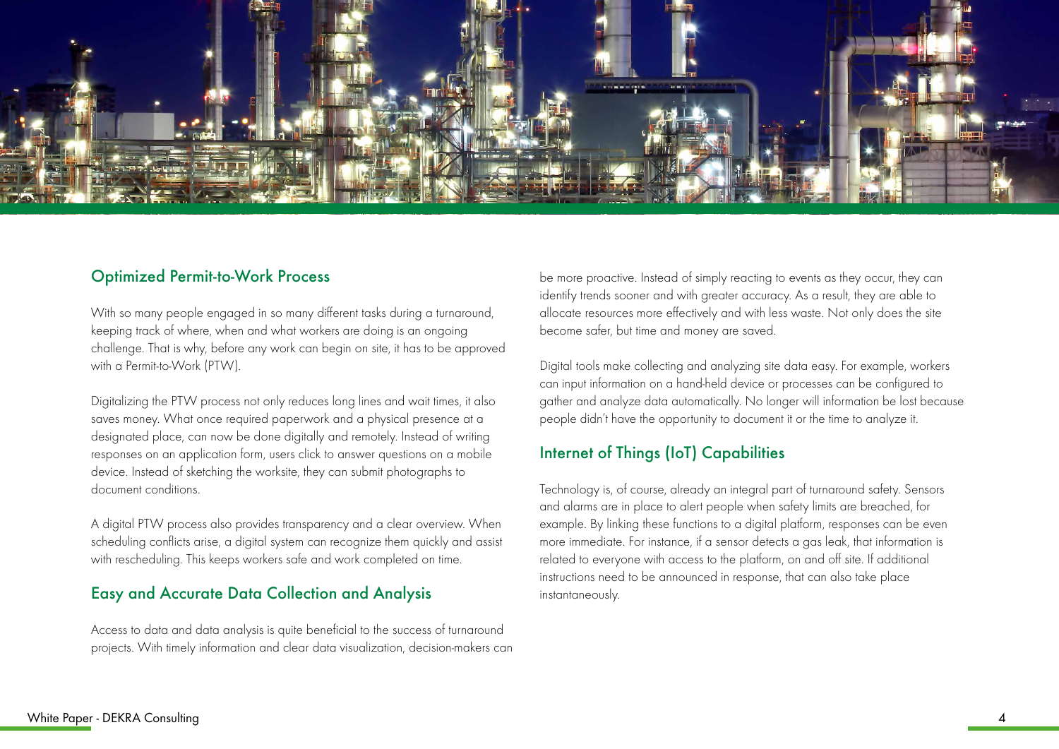## Optimized Permit-to-Work Process

With so many people engaged in so many different tasks during a turnaround, keeping track of where, when and what workers are doing is an ongoing challenge. That is why, before any work can begin on site, it has to be approved with a Permit-to-Work (PTW).

Digitalizing the PTW process not only reduces long lines and wait times, it also saves money. What once required paperwork and a physical presence at a designated place, can now be done digitally and remotely. Instead of writing responses on an application form, users click to answer questions on a mobile device. Instead of sketching the worksite, they can submit photographs to document conditions.

A digital PTW process also provides transparency and a clear overview. When scheduling conflicts arise, a digital system can recognize them quickly and assist with rescheduling. This keeps workers safe and work completed on time.

## Easy and Accurate Data Collection and Analysis

Access to data and data analysis is quite beneficial to the success of turnaround projects. With timely information and clear data visualization, decision-makers can be more proactive. Instead of simply reacting to events as they occur, they can identify trends sooner and with greater accuracy. As a result, they are able to allocate resources more effectively and with less waste. Not only does the site become safer, but time and money are saved.

Digital tools make collecting and analyzing site data easy. For example, workers can input information on a hand-held device or processes can be configured to gather and analyze data automatically. No longer will information be lost because people didn't have the opportunity to document it or the time to analyze it.

## Internet of Things (IoT) Capabilities

Technology is, of course, already an integral part of turnaround safety. Sensors and alarms are in place to alert people when safety limits are breached, for example. By linking these functions to a digital platform, responses can be even more immediate. For instance, if a sensor detects a gas leak, that information is related to everyone with access to the platform, on and off site. If additional instructions need to be announced in response, that can also take place instantaneously.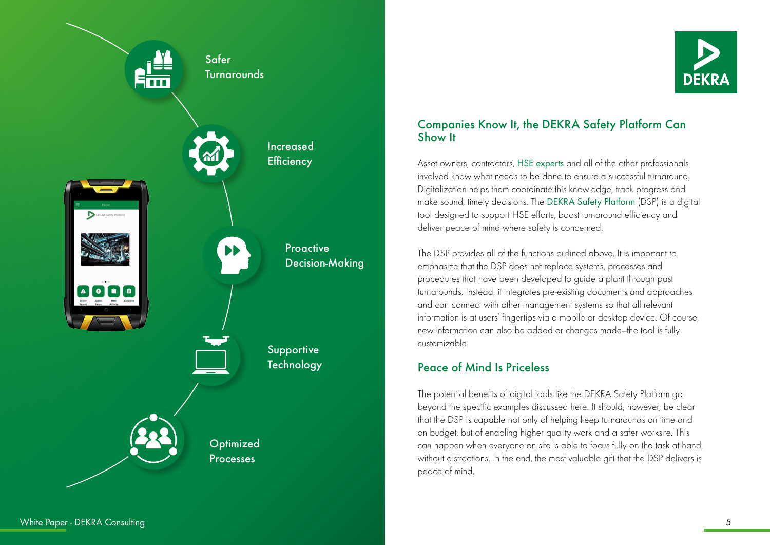Safer Turnarounds

Increased Efficiency

Proactive Decision-Making

Supportive Technology

Optimized Processes

## Companies Know It, the DEKRA Safety Platform Can Show It

Asset owners, contractors, HSE experts and all of the other professionals involved know what needs to be done to ensure a successful turnaround. Digitalization helps them coordinate this knowledge, track progress and make sound, timely decisions. The DEKRA Safety Platform (DSP) is a digital tool designed to support HSE efforts, boost turnaround efficiency and deliver peace of mind where safety is concerned.

The DSP provides all of the functions outlined above. It is important to emphasize that the DSP does not replace systems, processes and procedures that have been developed to guide a plant through past turnarounds. Instead, it integrates pre-existing documents and approaches and can connect with other management systems so that all relevant information is at users' fingertips via a mobile or desktop device. Of course, new information can also be added or changes made–the tool is fully customizable.

## Peace of Mind Is Priceless

The potential benefits of digital tools like the DEKRA Safety Platform go beyond the specific examples discussed here. It should, however, be clear that the DSP is capable not only of helping keep turnarounds on time and on budget, but of enabling higher quality work and a safer worksite. This can happen when everyone on site is able to focus fully on the task at hand, without distractions. In the end, the most valuable gift that the DSP delivers is peace of mind.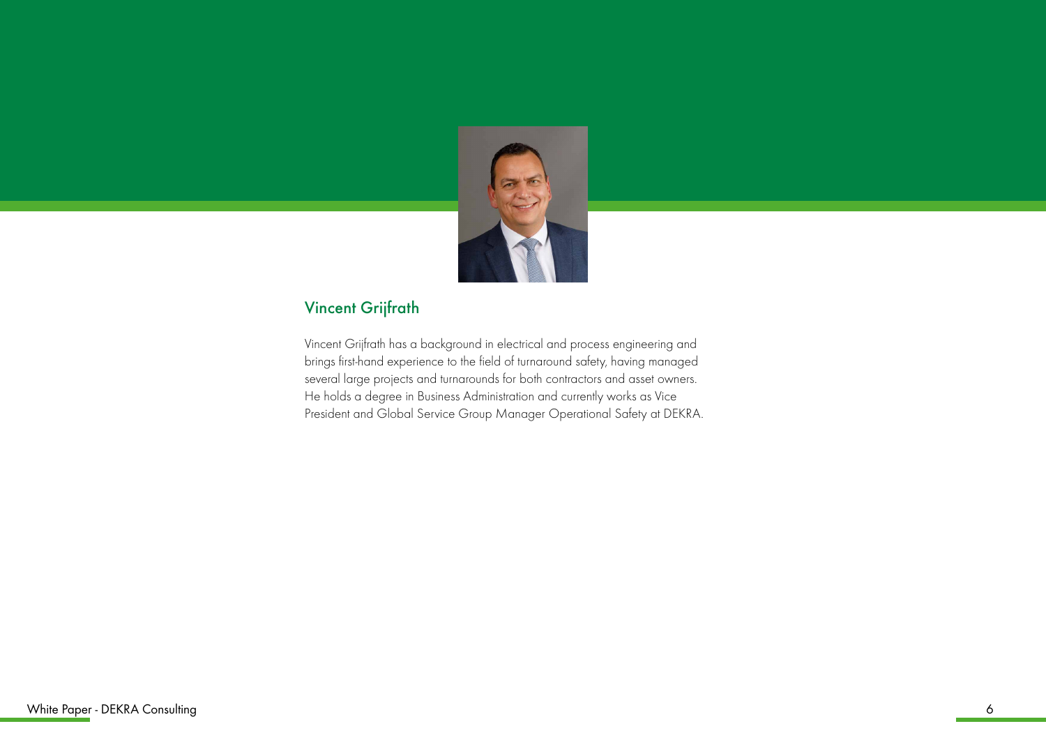## Vincent Grijfrath

Vincent Grijfrath has a background in electrical and process engineering and brings first-hand experience to the field of turnaround safety, having managed several large projects and turnarounds for both contractors and asset owners. He holds a degree in Business Administration and currently works as Vice President and Global Service Group Manager Operational Safety at DEKRA.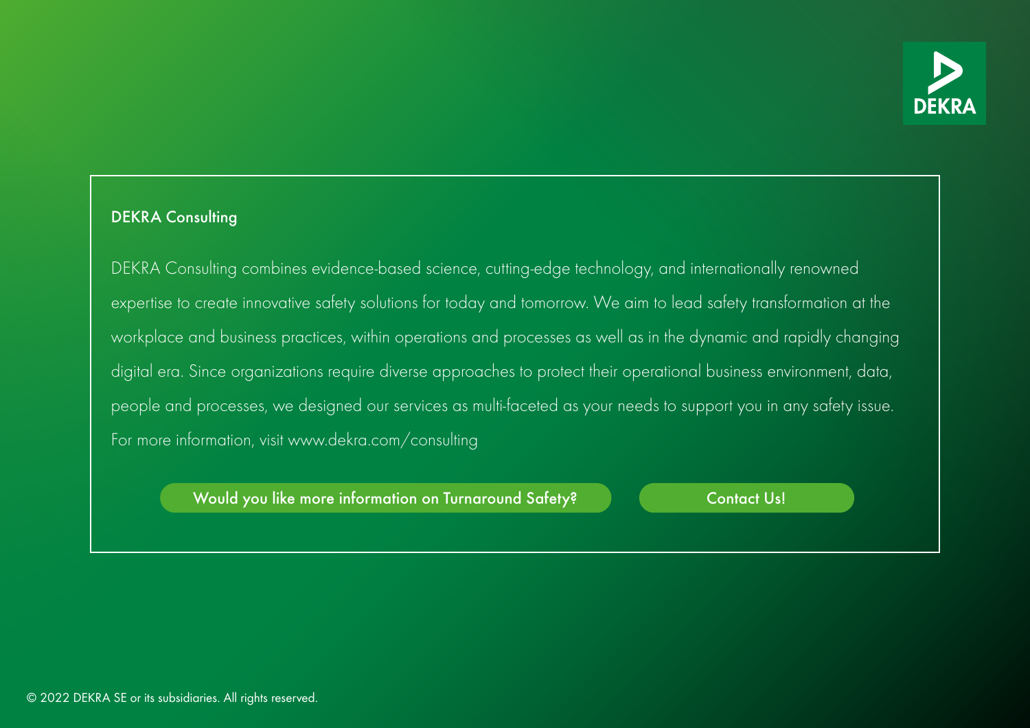DEKRA

## DEKRA Consulting

DEKRA Consulting combines evidence-based science, cutting-edge technology, and internationally renowned expertise to create innovative safety solutions for today and tomorrow. We aim to lead safety transformation at the workplace and business practices, within operations and processes as well as in the dynamic and rapidly changing digital era. Since organizations require diverse approaches to protect their operational business environment, data, people and processes, we designed our services as multi-faceted as your needs to support you in any safety issue. For more information, visit www.dekra.com/consulting

Would you like more information on Turnaround Safety?

Contact Us!

© 2022 DEKRA SE or its subsidiaries. All rights reserved.